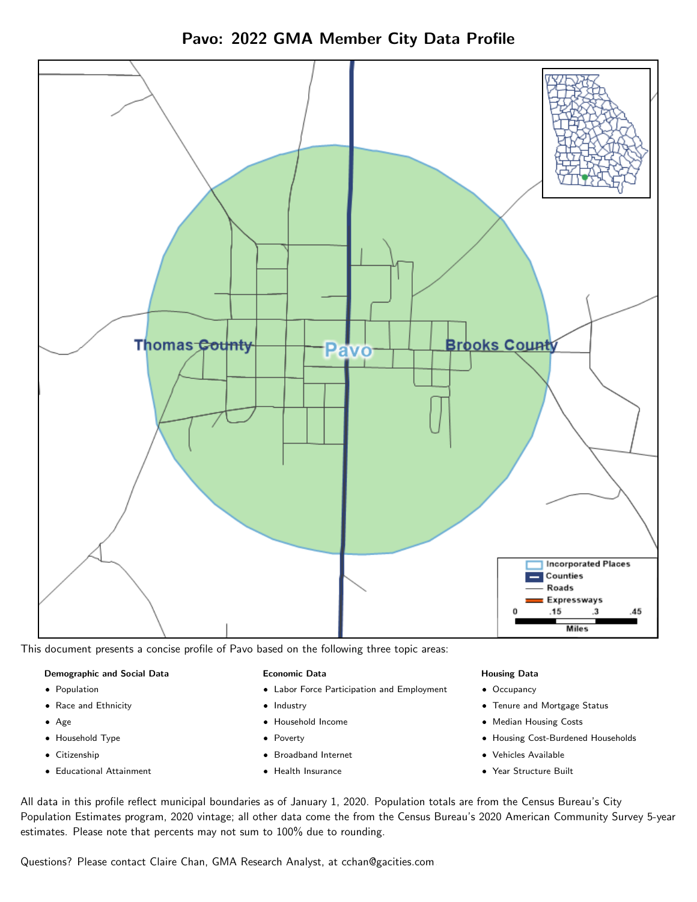# Pavo: 2022 GMA Member City Data Profile

This document presents a concise profile of Pavo based on the following three topic areas:

**Demographic and Social Data**

- Population
- Race and Ethnicity
- Age
- Household Type
- Citizenship
- Educational Attainment

**Economic Data**

- Labor Force Participation and Employment
- Industry
- Household Income
- Poverty
- Broadband Internet
- Health Insurance

**Housing Data**

- Occupancy
- Tenure and Mortgage Status
- Median Housing Costs
- Housing Cost-Burdened Households
- Vehicles Available
- Year Structure Built

All data in this profile reflect municipal boundaries as of January 1, 2020. Population totals are from the Census Bureau's City Population Estimates program, 2020 vintage; all other data come the from the Census Bureau's 2020 American Community Survey 5-year estimates. Please note that percents may not sum to 100% due to rounding.

Questions? Please contact Claire Chan, GMA Research Analyst, at cchan@gacities.com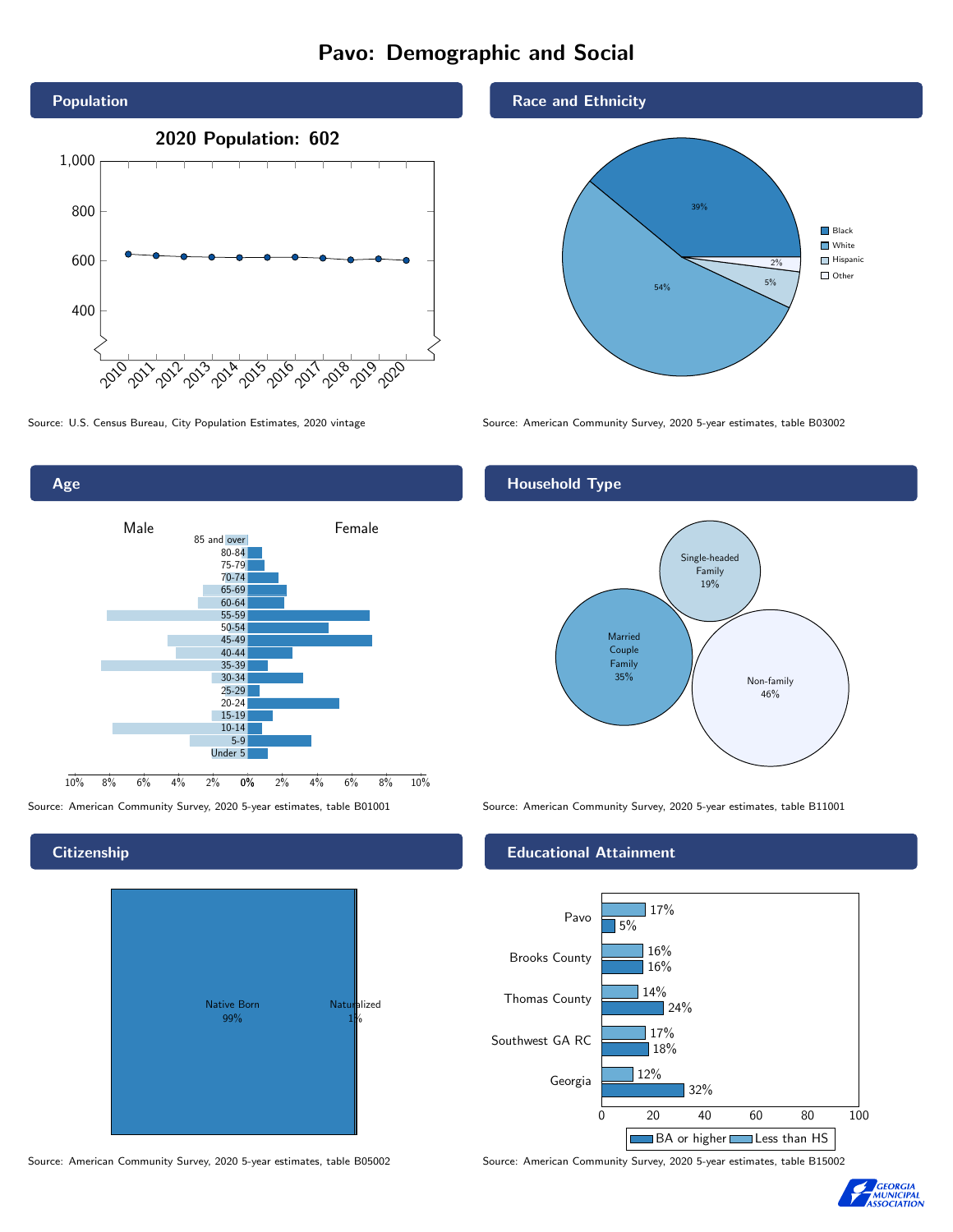# Pavo: Demographic and Social

## Population

2020 Population: 602

Source: U.S. Census Bureau, City Population Estimates, 2020 vintage

## Race and Ethnicity

| Race/Ethnicity | Percent |
| --- | --- |
| Black | 39% |
| White | 54% |
| Hispanic | 5% |
| Other | 2% |

Source: American Community Survey, 2020 5-year estimates, table B03002

## Age

Male / Female

Age groups: 85 and over, 80-84, 75-79, 70-74, 65-69, 60-64, 55-59, 50-54, 45-49, 40-44, 35-39, 30-34, 25-29, 20-24, 15-19, 10-14, 5-9, Under 5

Source: American Community Survey, 2020 5-year estimates, table B01001

## Household Type

| Household Type | Percent |
| --- | --- |
| Married Couple Family | 35% |
| Single-headed Family | 19% |
| Non-family | 46% |

Source: American Community Survey, 2020 5-year estimates, table B11001

## Citizenship

| Citizenship | Percent |
| --- | --- |
| Native Born | 99% |
| Naturalized | 1% |

Source: American Community Survey, 2020 5-year estimates, table B05002

## Educational Attainment

| Area | Less than HS | BA or higher |
| --- | --- | --- |
| Pavo | 17% | 5% |
| Brooks County | 16% | 16% |
| Thomas County | 14% | 24% |
| Southwest GA RC | 17% | 18% |
| Georgia | 12% | 32% |

Source: American Community Survey, 2020 5-year estimates, table B15002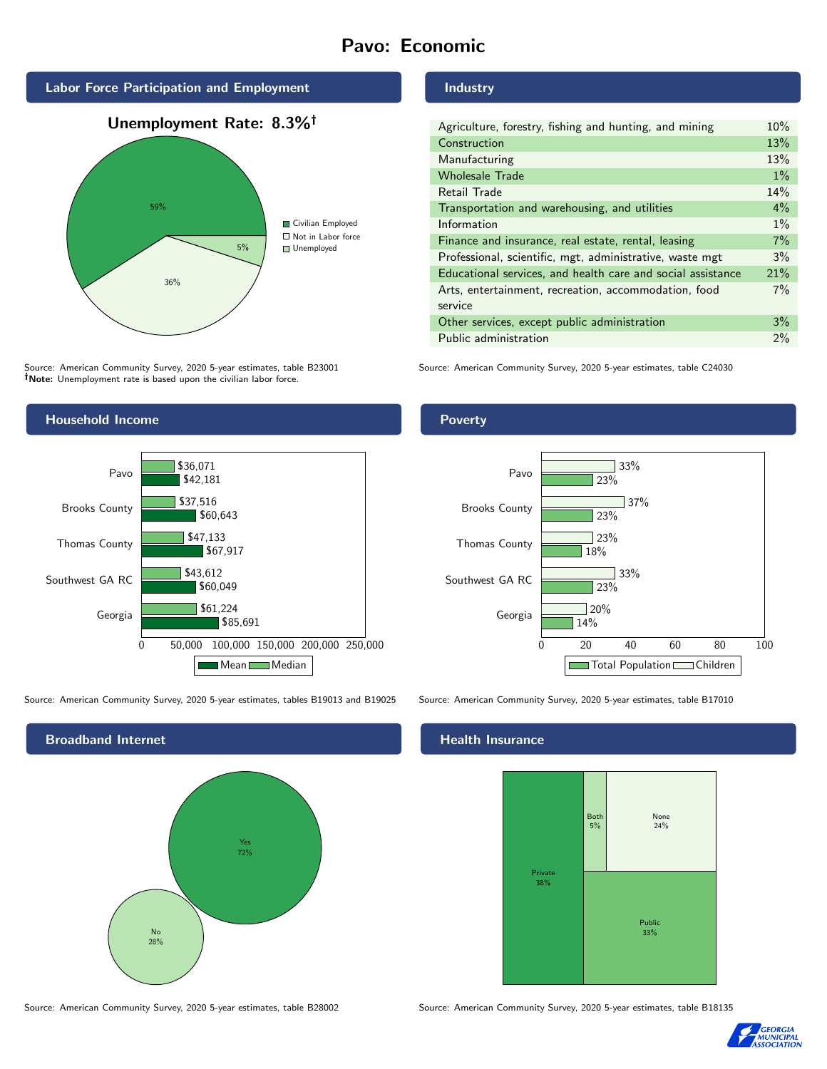# Pavo: Economic

## Labor Force Participation and Employment

### Unemployment Rate: 8.3%†

| Category | Percent |
|---|---|
| Civilian Employed | 59% |
| Not in Labor force | 36% |
| Unemployed | 5% |

Source: American Community Survey, 2020 5-year estimates, table B23001
†Note: Unemployment rate is based upon the civilian labor force.

## Industry

| Industry | Percent |
|---|---|
| Agriculture, forestry, fishing and hunting, and mining | 10% |
| Construction | 13% |
| Manufacturing | 13% |
| Wholesale Trade | 1% |
| Retail Trade | 14% |
| Transportation and warehousing, and utilities | 4% |
| Information | 1% |
| Finance and insurance, real estate, rental, leasing | 7% |
| Professional, scientific, mgt, administrative, waste mgt | 3% |
| Educational services, and health care and social assistance | 21% |
| Arts, entertainment, recreation, accommodation, food service | 7% |
| Other services, except public administration | 3% |
| Public administration | 2% |

Source: American Community Survey, 2020 5-year estimates, table C24030

## Household Income

| Area | Median | Mean |
|---|---|---|
| Pavo | $36,071 | $42,181 |
| Brooks County | $37,516 | $60,643 |
| Thomas County | $47,133 | $67,917 |
| Southwest GA RC | $43,612 | $60,049 |
| Georgia | $61,224 | $85,691 |

Source: American Community Survey, 2020 5-year estimates, tables B19013 and B19025

## Poverty

| Area | Children | Total Population |
|---|---|---|
| Pavo | 33% | 23% |
| Brooks County | 37% | 23% |
| Thomas County | 23% | 18% |
| Southwest GA RC | 33% | 23% |
| Georgia | 20% | 14% |

Source: American Community Survey, 2020 5-year estimates, table B17010

## Broadband Internet

| Response | Percent |
|---|---|
| Yes | 72% |
| No | 28% |

Source: American Community Survey, 2020 5-year estimates, table B28002

## Health Insurance

| Type | Percent |
|---|---|
| Private | 38% |
| Both | 5% |
| None | 24% |
| Public | 33% |

Source: American Community Survey, 2020 5-year estimates, table B18135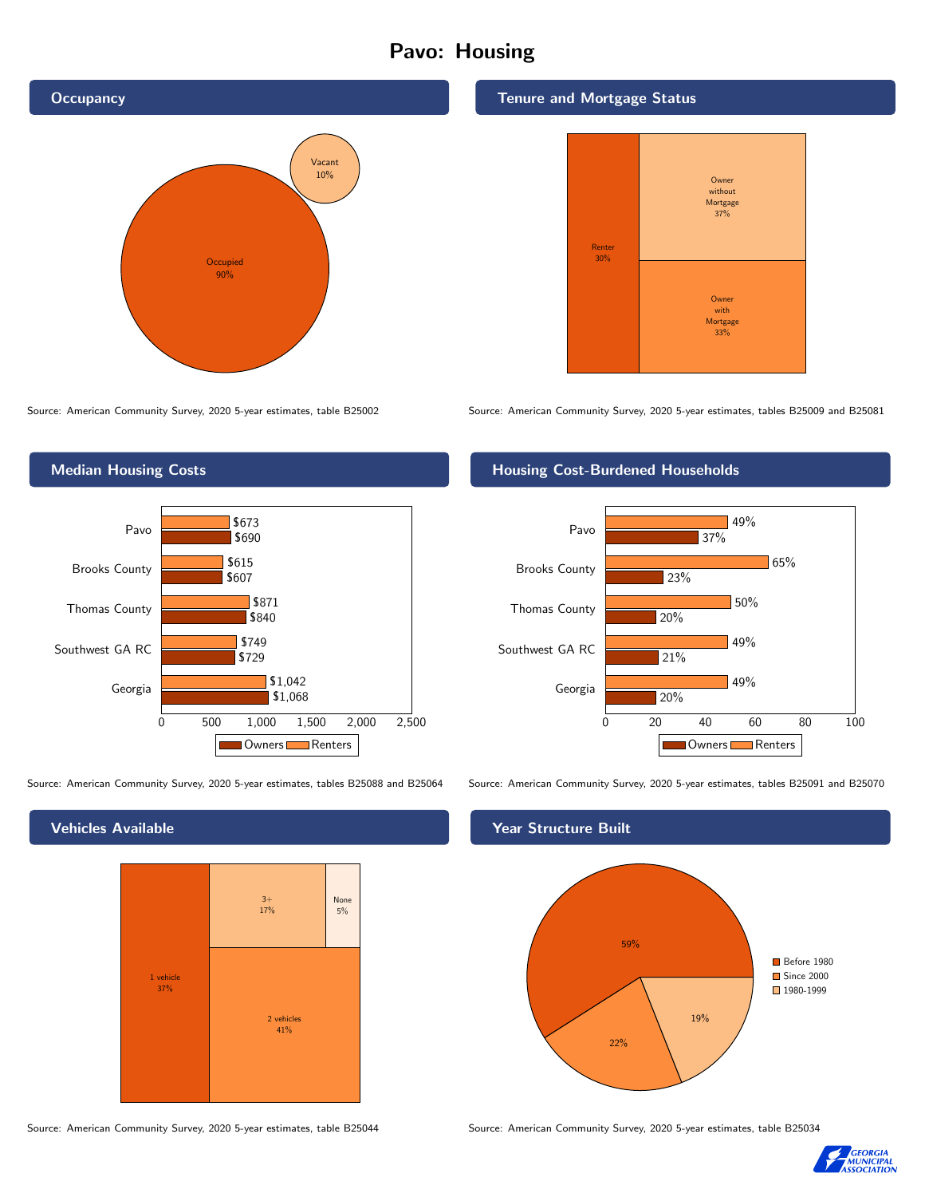# Pavo: Housing

## Occupancy

Vacant
10%

Occupied
90%

Source: American Community Survey, 2020 5-year estimates, table B25002

## Tenure and Mortgage Status

Renter
30%

Owner without Mortgage
37%

Owner with Mortgage
33%

Source: American Community Survey, 2020 5-year estimates, tables B25009 and B25081

## Median Housing Costs

Pavo
$673
$690

Brooks County
$615
$607

Thomas County
$871
$840

Southwest GA RC
$749
$729

Georgia
$1,042
$1,068

0 500 1,000 1,500 2,000 2,500

Owners Renters

Source: American Community Survey, 2020 5-year estimates, tables B25088 and B25064

## Housing Cost-Burdened Households

Pavo
49%
37%

Brooks County
65%
23%

Thomas County
50%
20%

Southwest GA RC
49%
21%

Georgia
49%
20%

0 20 40 60 80 100

Owners Renters

Source: American Community Survey, 2020 5-year estimates, tables B25091 and B25070

## Vehicles Available

1 vehicle
37%

3+
17%

None
5%

2 vehicles
41%

Source: American Community Survey, 2020 5-year estimates, table B25044

## Year Structure Built

59%

22%

19%

Before 1980
Since 2000
1980-1999

Source: American Community Survey, 2020 5-year estimates, table B25034